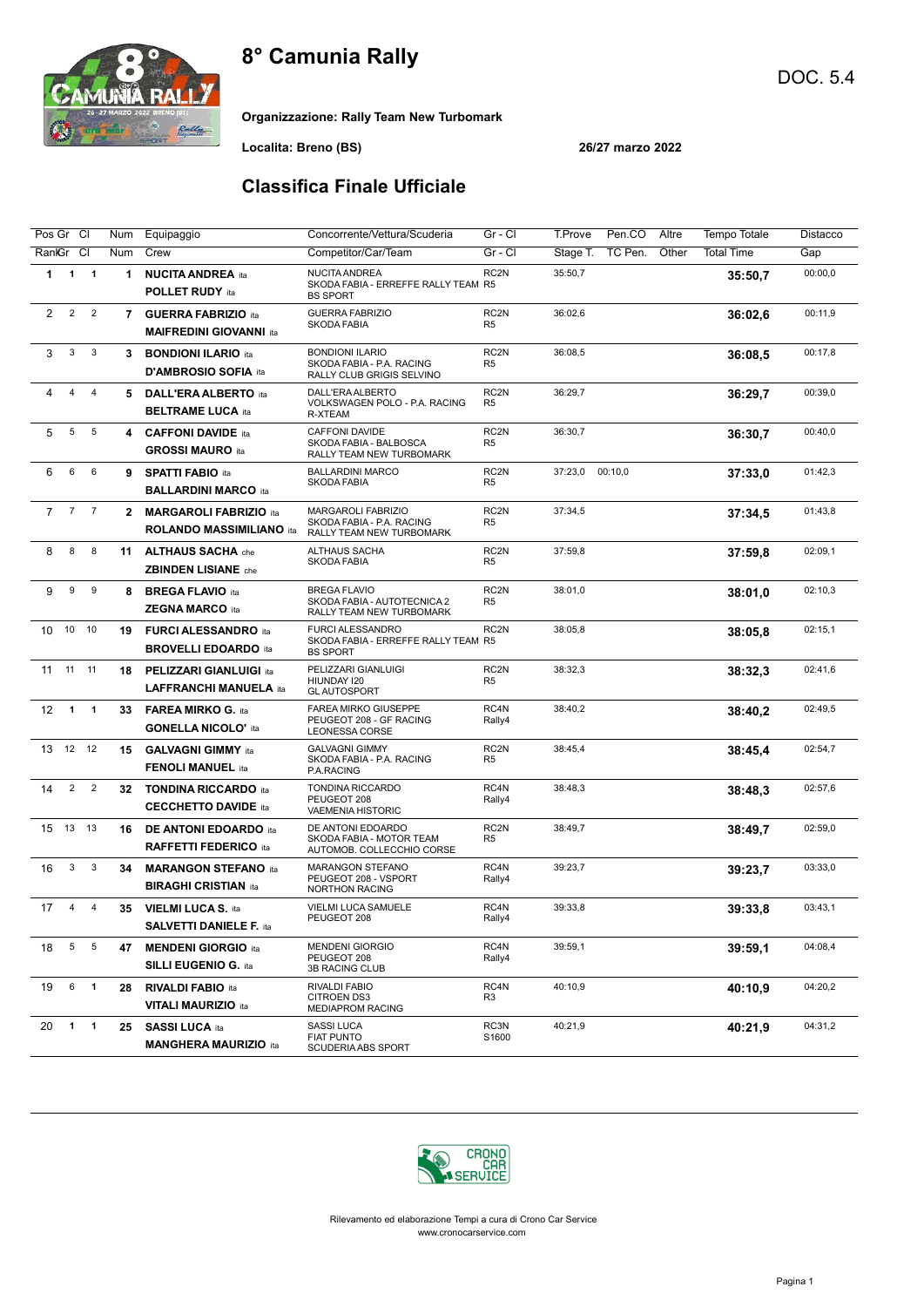# 8° Camunia Rally

DOC. 5.4

**Organizzazione: Rally Team New Turbomark**

**Localita: Breno (BS)** **26/27 marzo 2022**

## Classifica Finale Ufficiale

| Pos / Rank | Gr | Cl | Num | Equipaggio / Crew | Concorrente/Vettura/Scuderia / Competitor/Car/Team | Gr - Cl | T.Prove / Stage T. | Pen.CO / TC Pen. | Altre / Other | Tempo Totale / Total Time | Distacco / Gap |
|---|---|---|---|---|---|---|---|---|---|---|---|
| **1** | **1** | **1** | **1** | **NUCITA ANDREA** ita<br>**POLLET RUDY** ita | NUCITA ANDREA<br>SKODA FABIA - ERREFFE RALLY TEAM<br>BS SPORT | RC2N<br>R5 | 35:50,7 | | | **35:50,7** | 00:00,0 |
| 2 | 2 | 2 | **7** | **GUERRA FABRIZIO** ita<br>**MAIFREDINI GIOVANNI** ita | GUERRA FABRIZIO<br>SKODA FABIA | RC2N<br>R5 | 36:02,6 | | | **36:02,6** | 00:11,9 |
| 3 | 3 | 3 | **3** | **BONDIONI ILARIO** ita<br>**D'AMBROSIO SOFIA** ita | BONDIONI ILARIO<br>SKODA FABIA - P.A. RACING<br>RALLY CLUB GRIGIS SELVINO | RC2N<br>R5 | 36:08,5 | | | **36:08,5** | 00:17,8 |
| 4 | 4 | 4 | **5** | **DALL'ERA ALBERTO** ita<br>**BELTRAME LUCA** ita | DALL'ERA ALBERTO<br>VOLKSWAGEN POLO - P.A. RACING<br>R-XTEAM | RC2N<br>R5 | 36:29,7 | | | **36:29,7** | 00:39,0 |
| 5 | 5 | 5 | **4** | **CAFFONI DAVIDE** ita<br>**GROSSI MAURO** ita | CAFFONI DAVIDE<br>SKODA FABIA - BALBOSCA<br>RALLY TEAM NEW TURBOMARK | RC2N<br>R5 | 36:30,7 | | | **36:30,7** | 00:40,0 |
| 6 | 6 | 6 | **9** | **SPATTI FABIO** ita<br>**BALLARDINI MARCO** ita | BALLARDINI MARCO<br>SKODA FABIA | RC2N<br>R5 | 37:23,0 | 00:10,0 | | **37:33,0** | 01:42,3 |
| 7 | 7 | 7 | **2** | **MARGAROLI FABRIZIO** ita<br>**ROLANDO MASSIMILIANO** ita | MARGAROLI FABRIZIO<br>SKODA FABIA - P.A. RACING<br>RALLY TEAM NEW TURBOMARK | RC2N<br>R5 | 37:34,5 | | | **37:34,5** | 01:43,8 |
| 8 | 8 | 8 | **11** | **ALTHAUS SACHA** che<br>**ZBINDEN LISIANE** che | ALTHAUS SACHA<br>SKODA FABIA | RC2N<br>R5 | 37:59,8 | | | **37:59,8** | 02:09,1 |
| 9 | 9 | 9 | **8** | **BREGA FLAVIO** ita<br>**ZEGNA MARCO** ita | BREGA FLAVIO<br>SKODA FABIA - AUTOTECNICA 2<br>RALLY TEAM NEW TURBOMARK | RC2N<br>R5 | 38:01,0 | | | **38:01,0** | 02:10,3 |
| 10 | 10 | 10 | **19** | **FURCI ALESSANDRO** ita<br>**BROVELLI EDOARDO** ita | FURCI ALESSANDRO<br>SKODA FABIA - ERREFFE RALLY TEAM<br>BS SPORT | RC2N<br>R5 | 38:05,8 | | | **38:05,8** | 02:15,1 |
| 11 | 11 | 11 | **18** | **PELIZZARI GIANLUIGI** ita<br>**LAFFRANCHI MANUELA** ita | PELIZZARI GIANLUIGI<br>HIUNDAY I20<br>GL AUTOSPORT | RC2N<br>R5 | 38:32,3 | | | **38:32,3** | 02:41,6 |
| 12 | **1** | **1** | **33** | **FAREA MIRKO G.** ita<br>**GONELLA NICOLO'** ita | FAREA MIRKO GIUSEPPE<br>PEUGEOT 208 - GF RACING<br>LEONESSA CORSE | RC4N<br>Rally4 | 38:40,2 | | | **38:40,2** | 02:49,5 |
| 13 | 12 | 12 | **15** | **GALVAGNI GIMMY** ita<br>**FENOLI MANUEL** ita | GALVAGNI GIMMY<br>SKODA FABIA - P.A. RACING<br>P.A.RACING | RC2N<br>R5 | 38:45,4 | | | **38:45,4** | 02:54,7 |
| 14 | 2 | 2 | **32** | **TONDINA RICCARDO** ita<br>**CECCHETTO DAVIDE** ita | TONDINA RICCARDO<br>PEUGEOT 208<br>VAEMENIA HISTORIC | RC4N<br>Rally4 | 38:48,3 | | | **38:48,3** | 02:57,6 |
| 15 | 13 | 13 | **16** | **DE ANTONI EDOARDO** ita<br>**RAFFETTI FEDERICO** ita | DE ANTONI EDOARDO<br>SKODA FABIA - MOTOR TEAM<br>AUTOMOB. COLLECCHIO CORSE | RC2N<br>R5 | 38:49,7 | | | **38:49,7** | 02:59,0 |
| 16 | 3 | 3 | **34** | **MARANGON STEFANO** ita<br>**BIRAGHI CRISTIAN** ita | MARANGON STEFANO<br>PEUGEOT 208 - VSPORT<br>NORTHON RACING | RC4N<br>Rally4 | 39:23,7 | | | **39:23,7** | 03:33,0 |
| 17 | 4 | 4 | **35** | **VIELMI LUCA S.** ita<br>**SALVETTI DANIELE F.** ita | VIELMI LUCA SAMUELE<br>PEUGEOT 208 | RC4N<br>Rally4 | 39:33,8 | | | **39:33,8** | 03:43,1 |
| 18 | 5 | 5 | **47** | **MENDENI GIORGIO** ita<br>**SILLI EUGENIO G.** ita | MENDENI GIORGIO<br>PEUGEOT 208<br>3B RACING CLUB | RC4N<br>Rally4 | 39:59,1 | | | **39:59,1** | 04:08,4 |
| 19 | 6 | **1** | **28** | **RIVALDI FABIO** ita<br>**VITALI MAURIZIO** ita | RIVALDI FABIO<br>CITROEN DS3<br>MEDIAPROM RACING | RC4N<br>R3 | 40:10,9 | | | **40:10,9** | 04:20,2 |
| 20 | **1** | **1** | **25** | **SASSI LUCA** ita<br>**MANGHERA MAURIZIO** ita | SASSI LUCA<br>FIAT PUNTO<br>SCUDERIA ABS SPORT | RC3N<br>S1600 | 40:21,9 | | | **40:21,9** | 04:31,2 |

Rilevamento ed elaborazione Tempi a cura di Crono Car Service
www.cronocarservice.com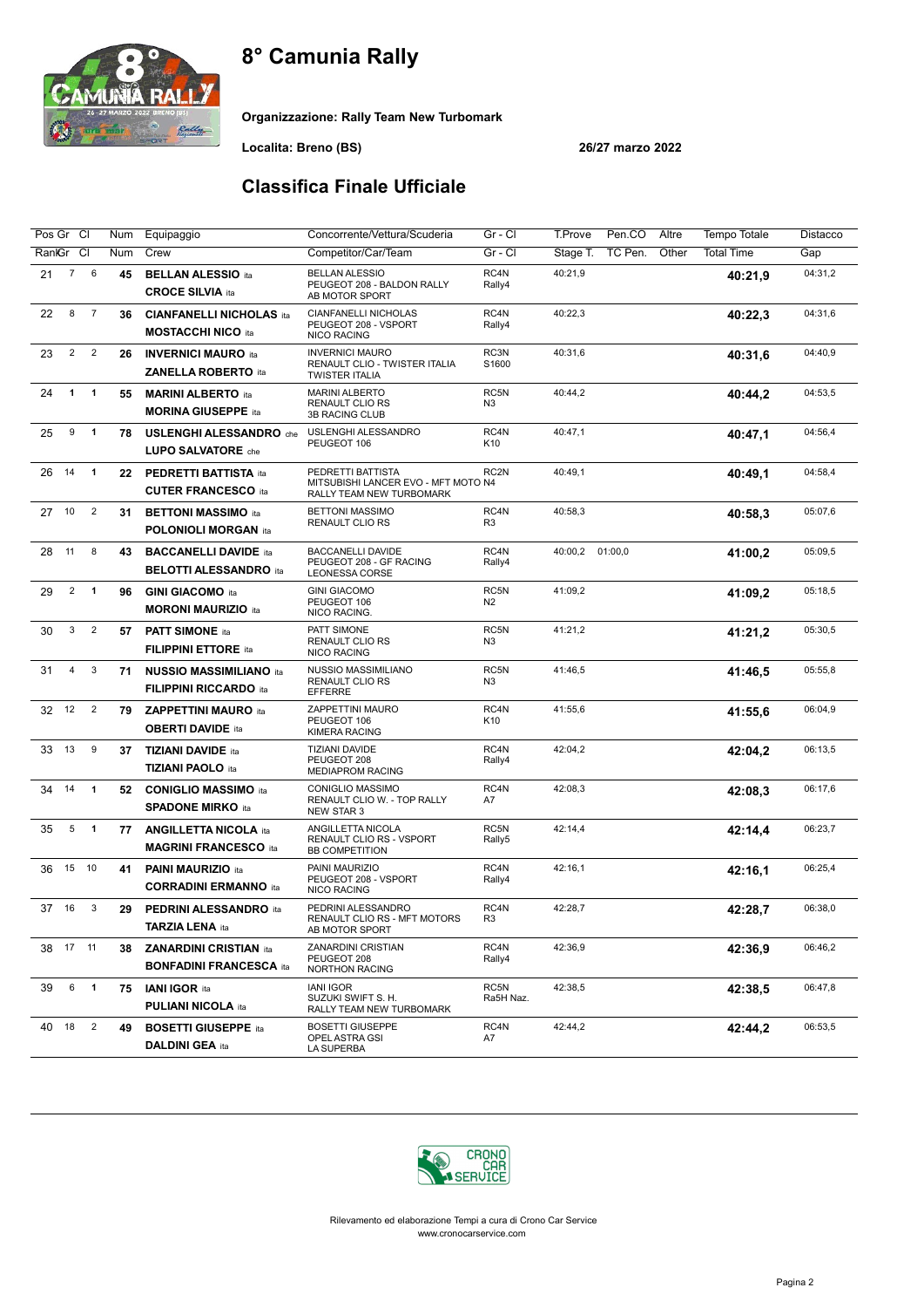# 8° Camunia Rally

**Organizzazione: Rally Team New Turbomark**

**Localita: Breno (BS)** **26/27 marzo 2022**

## Classifica Finale Ufficiale

| Pos | Gr | Cl | Num | Equipaggio | Concorrente/Vettura/Scuderia | Gr - Cl | T.Prove | Pen.CO | Altre | Tempo Totale | Distacco |
|---|---|---|---|---|---|---|---|---|---|---|---|
| Rank | Gr | Cl | Num | Crew | Competitor/Car/Team | Gr - Cl | Stage T. | TC Pen. | Other | Total Time | Gap |
| 21 | 7 | 6 | 45 | **BELLAN ALESSIO** ita<br>**CROCE SILVIA** ita | BELLAN ALESSIO<br>PEUGEOT 208 - BALDON RALLY<br>AB MOTOR SPORT | RC4N<br>Rally4 | 40:21,9 | | | **40:21,9** | 04:31,2 |
| 22 | 8 | 7 | 36 | **CIANFANELLI NICHOLAS** ita<br>**MOSTACCHI NICO** ita | CIANFANELLI NICHOLAS<br>PEUGEOT 208 - VSPORT<br>NICO RACING | RC4N<br>Rally4 | 40:22,3 | | | **40:22,3** | 04:31,6 |
| 23 | 2 | 2 | 26 | **INVERNICI MAURO** ita<br>**ZANELLA ROBERTO** ita | INVERNICI MAURO<br>RENAULT CLIO - TWISTER ITALIA<br>TWISTER ITALIA | RC3N<br>S1600 | 40:31,6 | | | **40:31,6** | 04:40,9 |
| 24 | 1 | 1 | 55 | **MARINI ALBERTO** ita<br>**MORINA GIUSEPPE** ita | MARINI ALBERTO<br>RENAULT CLIO RS<br>3B RACING CLUB | RC5N<br>N3 | 40:44,2 | | | **40:44,2** | 04:53,5 |
| 25 | 9 | 1 | 78 | **USLENGHI ALESSANDRO** che<br>**LUPO SALVATORE** che | USLENGHI ALESSANDRO<br>PEUGEOT 106 | RC4N<br>K10 | 40:47,1 | | | **40:47,1** | 04:56,4 |
| 26 | 14 | 1 | 22 | **PEDRETTI BATTISTA** ita<br>**CUTER FRANCESCO** ita | PEDRETTI BATTISTA<br>MITSUBISHI LANCER EVO - MFT MOTO<br>RALLY TEAM NEW TURBOMARK | RC2N<br>N4 | 40:49,1 | | | **40:49,1** | 04:58,4 |
| 27 | 10 | 2 | 31 | **BETTONI MASSIMO** ita<br>**POLONIOLI MORGAN** ita | BETTONI MASSIMO<br>RENAULT CLIO RS | RC4N<br>R3 | 40:58,3 | | | **40:58,3** | 05:07,6 |
| 28 | 11 | 8 | 43 | **BACCANELLI DAVIDE** ita<br>**BELOTTI ALESSANDRO** ita | BACCANELLI DAVIDE<br>PEUGEOT 208 - GF RACING<br>LEONESSA CORSE | RC4N<br>Rally4 | 40:00,2 | 01:00,0 | | **41:00,2** | 05:09,5 |
| 29 | 2 | 1 | 96 | **GINI GIACOMO** ita<br>**MORONI MAURIZIO** ita | GINI GIACOMO<br>PEUGEOT 106<br>NICO RACING. | RC5N<br>N2 | 41:09,2 | | | **41:09,2** | 05:18,5 |
| 30 | 3 | 2 | 57 | **PATT SIMONE** ita<br>**FILIPPINI ETTORE** ita | PATT SIMONE<br>RENAULT CLIO RS<br>NICO RACING | RC5N<br>N3 | 41:21,2 | | | **41:21,2** | 05:30,5 |
| 31 | 4 | 3 | 71 | **NUSSIO MASSIMILIANO** ita<br>**FILIPPINI RICCARDO** ita | NUSSIO MASSIMILIANO<br>RENAULT CLIO RS<br>EFFERRE | RC5N<br>N3 | 41:46,5 | | | **41:46,5** | 05:55,8 |
| 32 | 12 | 2 | 79 | **ZAPPETTINI MAURO** ita<br>**OBERTI DAVIDE** ita | ZAPPETTINI MAURO<br>PEUGEOT 106<br>KIMERA RACING | RC4N<br>K10 | 41:55,6 | | | **41:55,6** | 06:04,9 |
| 33 | 13 | 9 | 37 | **TIZIANI DAVIDE** ita<br>**TIZIANI PAOLO** ita | TIZIANI DAVIDE<br>PEUGEOT 208<br>MEDIAPROM RACING | RC4N<br>Rally4 | 42:04,2 | | | **42:04,2** | 06:13,5 |
| 34 | 14 | 1 | 52 | **CONIGLIO MASSIMO** ita<br>**SPADONE MIRKO** ita | CONIGLIO MASSIMO<br>RENAULT CLIO W. - TOP RALLY<br>NEW STAR 3 | RC4N<br>A7 | 42:08,3 | | | **42:08,3** | 06:17,6 |
| 35 | 5 | 1 | 77 | **ANGILLETTA NICOLA** ita<br>**MAGRINI FRANCESCO** ita | ANGILLETTA NICOLA<br>RENAULT CLIO RS - VSPORT<br>BB COMPETITION | RC5N<br>Rally5 | 42:14,4 | | | **42:14,4** | 06:23,7 |
| 36 | 15 | 10 | 41 | **PAINI MAURIZIO** ita<br>**CORRADINI ERMANNO** ita | PAINI MAURIZIO<br>PEUGEOT 208 - VSPORT<br>NICO RACING | RC4N<br>Rally4 | 42:16,1 | | | **42:16,1** | 06:25,4 |
| 37 | 16 | 3 | 29 | **PEDRINI ALESSANDRO** ita<br>**TARZIA LENA** ita | PEDRINI ALESSANDRO<br>RENAULT CLIO RS - MFT MOTORS<br>AB MOTOR SPORT | RC4N<br>R3 | 42:28,7 | | | **42:28,7** | 06:38,0 |
| 38 | 17 | 11 | 38 | **ZANARDINI CRISTIAN** ita<br>**BONFADINI FRANCESCA** ita | ZANARDINI CRISTIAN<br>PEUGEOT 208<br>NORTHON RACING | RC4N<br>Rally4 | 42:36,9 | | | **42:36,9** | 06:46,2 |
| 39 | 6 | 1 | 75 | **IANI IGOR** ita<br>**PULIANI NICOLA** ita | IANI IGOR<br>SUZUKI SWIFT S. H.<br>RALLY TEAM NEW TURBOMARK | RC5N<br>Ra5H Naz. | 42:38,5 | | | **42:38,5** | 06:47,8 |
| 40 | 18 | 2 | 49 | **BOSETTI GIUSEPPE** ita<br>**DALDINI GEA** ita | BOSETTI GIUSEPPE<br>OPEL ASTRA GSI<br>LA SUPERBA | RC4N<br>A7 | 42:44,2 | | | **42:44,2** | 06:53,5 |

Rilevamento ed elaborazione Tempi a cura di Crono Car Service
www.cronocarservice.com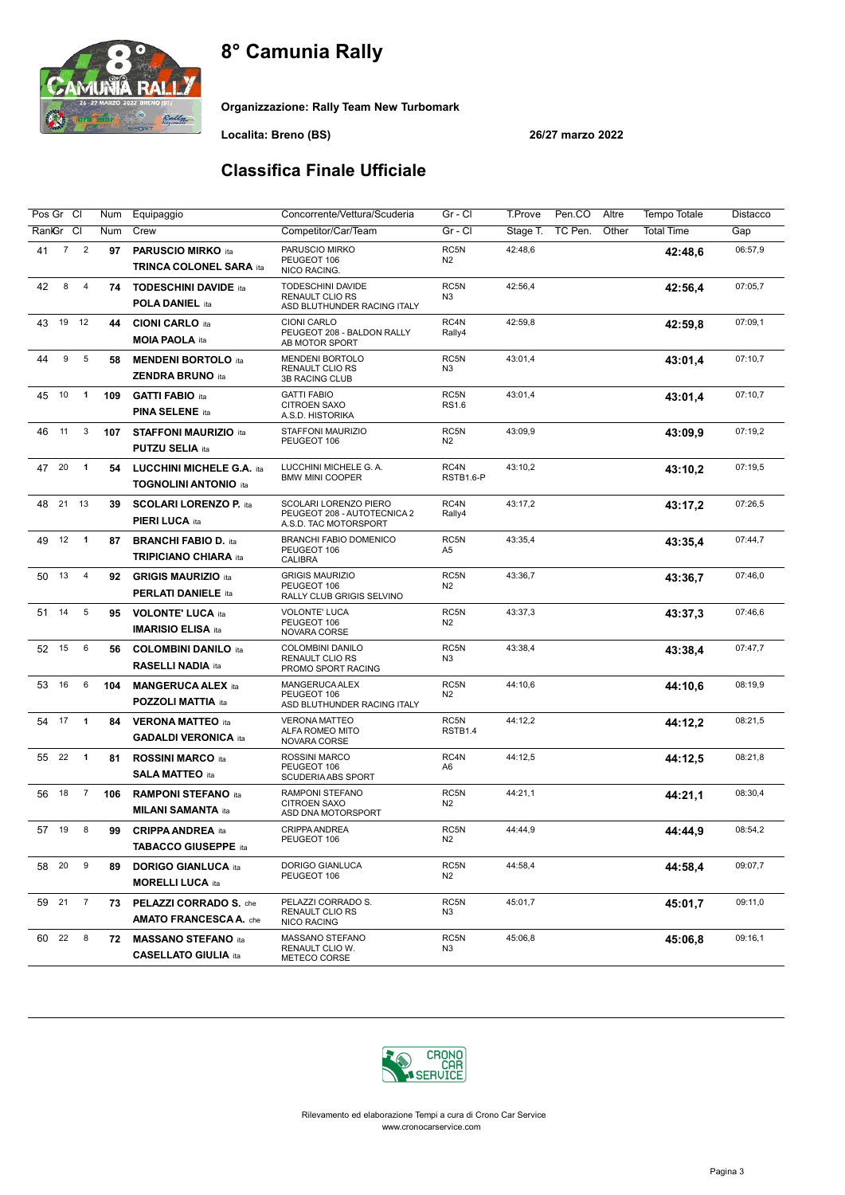# 8° Camunia Rally

**Organizzazione: Rally Team New Turbomark**

**Localita: Breno (BS)** **26/27 marzo 2022**

## Classifica Finale Ufficiale

| Pos | Gr | Cl | Num | Equipaggio | Concorrente/Vettura/Scuderia | Gr - Cl | T.Prove | Pen.CO | Altre | Tempo Totale | Distacco |
|---|---|---|---|---|---|---|---|---|---|---|---|
| Rank | Gr | Cl | Num | Crew | Competitor/Car/Team | Gr - Cl | Stage T. | TC Pen. | Other | Total Time | Gap |
| 41 | 7 | 2 | 97 | **PARUSCIO MIRKO** ita<br>**TRINCA COLONEL SARA** ita | PARUSCIO MIRKO<br>PEUGEOT 106<br>NICO RACING. | RC5N<br>N2 | 42:48,6 | | | **42:48,6** | 06:57,9 |
| 42 | 8 | 4 | 74 | **TODESCHINI DAVIDE** ita<br>**POLA DANIEL** ita | TODESCHINI DAVIDE<br>RENAULT CLIO RS<br>ASD BLUTHUNDER RACING ITALY | RC5N<br>N3 | 42:56,4 | | | **42:56,4** | 07:05,7 |
| 43 | 19 | 12 | 44 | **CIONI CARLO** ita<br>**MOIA PAOLA** ita | CIONI CARLO<br>PEUGEOT 208 - BALDON RALLY<br>AB MOTOR SPORT | RC4N<br>Rally4 | 42:59,8 | | | **42:59,8** | 07:09,1 |
| 44 | 9 | 5 | 58 | **MENDENI BORTOLO** ita<br>**ZENDRA BRUNO** ita | MENDENI BORTOLO<br>RENAULT CLIO RS<br>3B RACING CLUB | RC5N<br>N3 | 43:01,4 | | | **43:01,4** | 07:10,7 |
| 45 | 10 | 1 | 109 | **GATTI FABIO** ita<br>**PINA SELENE** ita | GATTI FABIO<br>CITROEN SAXO<br>A.S.D. HISTORIKA | RC5N<br>RS1.6 | 43:01,4 | | | **43:01,4** | 07:10,7 |
| 46 | 11 | 3 | 107 | **STAFFONI MAURIZIO** ita<br>**PUTZU SELIA** ita | STAFFONI MAURIZIO<br>PEUGEOT 106 | RC5N<br>N2 | 43:09,9 | | | **43:09,9** | 07:19,2 |
| 47 | 20 | 1 | 54 | **LUCCHINI MICHELE G.A.** ita<br>**TOGNOLINI ANTONIO** ita | LUCCHINI MICHELE G. A.<br>BMW MINI COOPER | RC4N<br>RSTB1.6-P | 43:10,2 | | | **43:10,2** | 07:19,5 |
| 48 | 21 | 13 | 39 | **SCOLARI LORENZO P.** ita<br>**PIERI LUCA** ita | SCOLARI LORENZO PIERO<br>PEUGEOT 208 - AUTOTECNICA 2<br>A.S.D. TAC MOTORSPORT | RC4N<br>Rally4 | 43:17,2 | | | **43:17,2** | 07:26,5 |
| 49 | 12 | 1 | 87 | **BRANCHI FABIO D.** ita<br>**TRIPICIANO CHIARA** ita | BRANCHI FABIO DOMENICO<br>PEUGEOT 106<br>CALIBRA | RC5N<br>A5 | 43:35,4 | | | **43:35,4** | 07:44,7 |
| 50 | 13 | 4 | 92 | **GRIGIS MAURIZIO** ita<br>**PERLATI DANIELE** ita | GRIGIS MAURIZIO<br>PEUGEOT 106<br>RALLY CLUB GRIGIS SELVINO | RC5N<br>N2 | 43:36,7 | | | **43:36,7** | 07:46,0 |
| 51 | 14 | 5 | 95 | **VOLONTE' LUCA** ita<br>**IMARISIO ELISA** ita | VOLONTE' LUCA<br>PEUGEOT 106<br>NOVARA CORSE | RC5N<br>N2 | 43:37,3 | | | **43:37,3** | 07:46,6 |
| 52 | 15 | 6 | 56 | **COLOMBINI DANILO** ita<br>**RASELLI NADIA** ita | COLOMBINI DANILO<br>RENAULT CLIO RS<br>PROMO SPORT RACING | RC5N<br>N3 | 43:38,4 | | | **43:38,4** | 07:47,7 |
| 53 | 16 | 6 | 104 | **MANGERUCA ALEX** ita<br>**POZZOLI MATTIA** ita | MANGERUCA ALEX<br>PEUGEOT 106<br>ASD BLUTHUNDER RACING ITALY | RC5N<br>N2 | 44:10,6 | | | **44:10,6** | 08:19,9 |
| 54 | 17 | 1 | 84 | **VERONA MATTEO** ita<br>**GADALDI VERONICA** ita | VERONA MATTEO<br>ALFA ROMEO MITO<br>NOVARA CORSE | RC5N<br>RSTB1.4 | 44:12,2 | | | **44:12,2** | 08:21,5 |
| 55 | 22 | 1 | 81 | **ROSSINI MARCO** ita<br>**SALA MATTEO** ita | ROSSINI MARCO<br>PEUGEOT 106<br>SCUDERIA ABS SPORT | RC4N<br>A6 | 44:12,5 | | | **44:12,5** | 08:21,8 |
| 56 | 18 | 7 | 106 | **RAMPONI STEFANO** ita<br>**MILANI SAMANTA** ita | RAMPONI STEFANO<br>CITROEN SAXO<br>ASD DNA MOTORSPORT | RC5N<br>N2 | 44:21,1 | | | **44:21,1** | 08:30,4 |
| 57 | 19 | 8 | 99 | **CRIPPA ANDREA** ita<br>**TABACCO GIUSEPPE** ita | CRIPPA ANDREA<br>PEUGEOT 106 | RC5N<br>N2 | 44:44,9 | | | **44:44,9** | 08:54,2 |
| 58 | 20 | 9 | 89 | **DORIGO GIANLUCA** ita<br>**MORELLI LUCA** ita | DORIGO GIANLUCA<br>PEUGEOT 106 | RC5N<br>N2 | 44:58,4 | | | **44:58,4** | 09:07,7 |
| 59 | 21 | 7 | 73 | **PELAZZI CORRADO S.** che<br>**AMATO FRANCESCA A.** che | PELAZZI CORRADO S.<br>RENAULT CLIO RS<br>NICO RACING | RC5N<br>N3 | 45:01,7 | | | **45:01,7** | 09:11,0 |
| 60 | 22 | 8 | 72 | **MASSANO STEFANO** ita<br>**CASELLATO GIULIA** ita | MASSANO STEFANO<br>RENAULT CLIO W.<br>METECO CORSE | RC5N<br>N3 | 45:06,8 | | | **45:06,8** | 09:16,1 |

Rilevamento ed elaborazione Tempi a cura di Crono Car Service
www.cronocarservice.com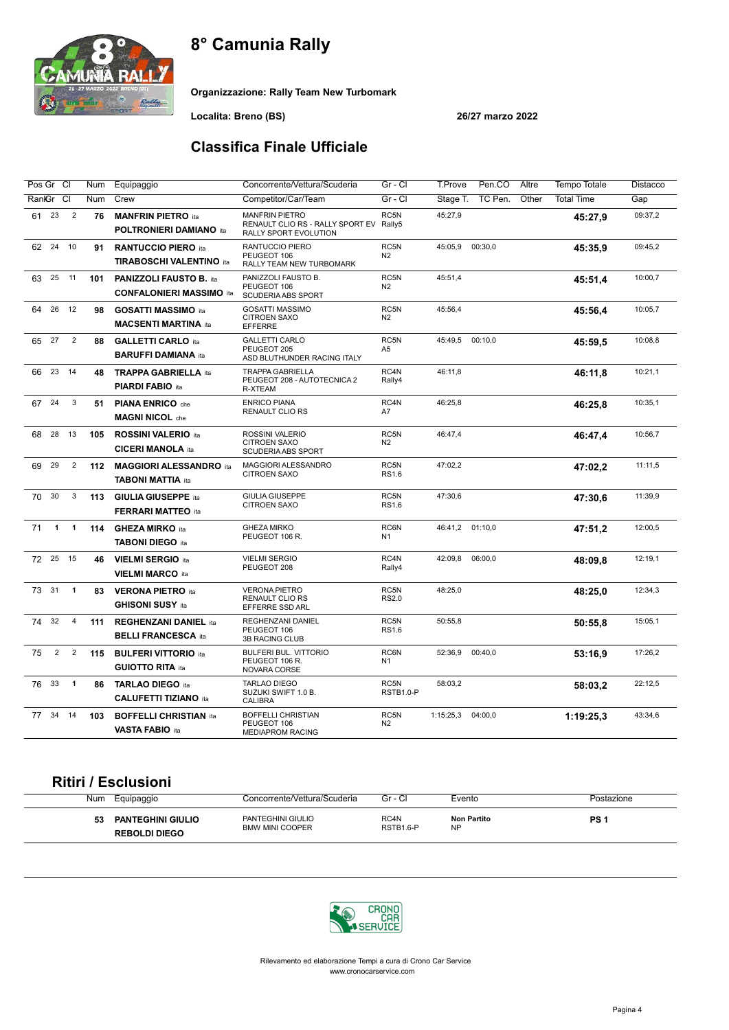# 8° Camunia Rally

**Organizzazione: Rally Team New Turbomark**

**Localita: Breno (BS)** **26/27 marzo 2022**

## Classifica Finale Ufficiale

| Pos / Rank | Gr | Cl | Num | Equipaggio / Crew | Concorrente/Vettura/Scuderia / Competitor/Car/Team | Gr - Cl | T.Prove / Stage T. | Pen.CO / TC Pen. | Altre / Other | Tempo Totale / Total Time | Distacco / Gap |
|---|---|---|---|---|---|---|---|---|---|---|---|
| 61 | 23 | 2 | 76 | **MANFRIN PIETRO** ita<br>**POLTRONIERI DAMIANO** ita | MANFRIN PIETRO<br>RENAULT CLIO RS - RALLY SPORT EV<br>RALLY SPORT EVOLUTION | RC5N<br>Rally5 | 45:27,9 | | | **45:27,9** | 09:37,2 |
| 62 | 24 | 10 | 91 | **RANTUCCIO PIERO** ita<br>**TIRABOSCHI VALENTINO** ita | RANTUCCIO PIERO<br>PEUGEOT 106<br>RALLY TEAM NEW TURBOMARK | RC5N<br>N2 | 45:05,9 | 00:30,0 | | **45:35,9** | 09:45,2 |
| 63 | 25 | 11 | 101 | **PANIZZOLI FAUSTO B.** ita<br>**CONFALONIERI MASSIMO** ita | PANIZZOLI FAUSTO B.<br>PEUGEOT 106<br>SCUDERIA ABS SPORT | RC5N<br>N2 | 45:51,4 | | | **45:51,4** | 10:00,7 |
| 64 | 26 | 12 | 98 | **GOSATTI MASSIMO** ita<br>**MACSENTI MARTINA** ita | GOSATTI MASSIMO<br>CITROEN SAXO<br>EFFERRE | RC5N<br>N2 | 45:56,4 | | | **45:56,4** | 10:05,7 |
| 65 | 27 | 2 | 88 | **GALLETTI CARLO** ita<br>**BARUFFI DAMIANA** ita | GALLETTI CARLO<br>PEUGEOT 205<br>ASD BLUTHUNDER RACING ITALY | RC5N<br>A5 | 45:49,5 | 00:10,0 | | **45:59,5** | 10:08,8 |
| 66 | 23 | 14 | 48 | **TRAPPA GABRIELLA** ita<br>**PIARDI FABIO** ita | TRAPPA GABRIELLA<br>PEUGEOT 208 - AUTOTECNICA 2<br>R-XTEAM | RC4N<br>Rally4 | 46:11,8 | | | **46:11,8** | 10:21,1 |
| 67 | 24 | 3 | 51 | **PIANA ENRICO** che<br>**MAGNI NICOL** che | ENRICO PIANA<br>RENAULT CLIO RS | RC4N<br>A7 | 46:25,8 | | | **46:25,8** | 10:35,1 |
| 68 | 28 | 13 | 105 | **ROSSINI VALERIO** ita<br>**CICERI MANOLA** ita | ROSSINI VALERIO<br>CITROEN SAXO<br>SCUDERIA ABS SPORT | RC5N<br>N2 | 46:47,4 | | | **46:47,4** | 10:56,7 |
| 69 | 29 | 2 | 112 | **MAGGIORI ALESSANDRO** ita<br>**TABONI MATTIA** ita | MAGGIORI ALESSANDRO<br>CITROEN SAXO | RC5N<br>RS1.6 | 47:02,2 | | | **47:02,2** | 11:11,5 |
| 70 | 30 | 3 | 113 | **GIULIA GIUSEPPE** ita<br>**FERRARI MATTEO** ita | GIULIA GIUSEPPE<br>CITROEN SAXO | RC5N<br>RS1.6 | 47:30,6 | | | **47:30,6** | 11:39,9 |
| 71 | **1** | **1** | 114 | **GHEZA MIRKO** ita<br>**TABONI DIEGO** ita | GHEZA MIRKO<br>PEUGEOT 106 R. | RC6N<br>N1 | 46:41,2 | 01:10,0 | | **47:51,2** | 12:00,5 |
| 72 | 25 | 15 | 46 | **VIELMI SERGIO** ita<br>**VIELMI MARCO** ita | VIELMI SERGIO<br>PEUGEOT 208 | RC4N<br>Rally4 | 42:09,8 | 06:00,0 | | **48:09,8** | 12:19,1 |
| 73 | 31 | **1** | 83 | **VERONA PIETRO** ita<br>**GHISONI SUSY** ita | VERONA PIETRO<br>RENAULT CLIO RS<br>EFFERRE SSD ARL | RC5N<br>RS2.0 | 48:25,0 | | | **48:25,0** | 12:34,3 |
| 74 | 32 | 4 | 111 | **REGHENZANI DANIEL** ita<br>**BELLI FRANCESCA** ita | REGHENZANI DANIEL<br>PEUGEOT 106<br>3B RACING CLUB | RC5N<br>RS1.6 | 50:55,8 | | | **50:55,8** | 15:05,1 |
| 75 | 2 | 2 | 115 | **BULFERI VITTORIO** ita<br>**GUIOTTO RITA** ita | BULFERI BUL. VITTORIO<br>PEUGEOT 106 R.<br>NOVARA CORSE | RC6N<br>N1 | 52:36,9 | 00:40,0 | | **53:16,9** | 17:26,2 |
| 76 | 33 | **1** | 86 | **TARLAO DIEGO** ita<br>**CALUFETTI TIZIANO** ita | TARLAO DIEGO<br>SUZUKI SWIFT 1.0 B.<br>CALIBRA | RC5N<br>RSTB1.0-P | 58:03,2 | | | **58:03,2** | 22:12,5 |
| 77 | 34 | 14 | 103 | **BOFFELLI CHRISTIAN** ita<br>**VASTA FABIO** ita | BOFFELLI CHRISTIAN<br>PEUGEOT 106<br>MEDIAPROM RACING | RC5N<br>N2 | 1:15:25,3 | 04:00,0 | | **1:19:25,3** | 43:34,6 |

## Ritiri / Esclusioni

| Num | Equipaggio | Concorrente/Vettura/Scuderia | Gr - Cl | Evento | Postazione |
|---|---|---|---|---|---|
| 53 | **PANTEGHINI GIULIO**<br>**REBOLDI DIEGO** | PANTEGHINI GIULIO<br>BMW MINI COOPER | RC4N<br>RSTB1.6-P | **Non Partito**<br>NP | **PS 1** |

Rilevamento ed elaborazione Tempi a cura di Crono Car Service
www.cronocarservice.com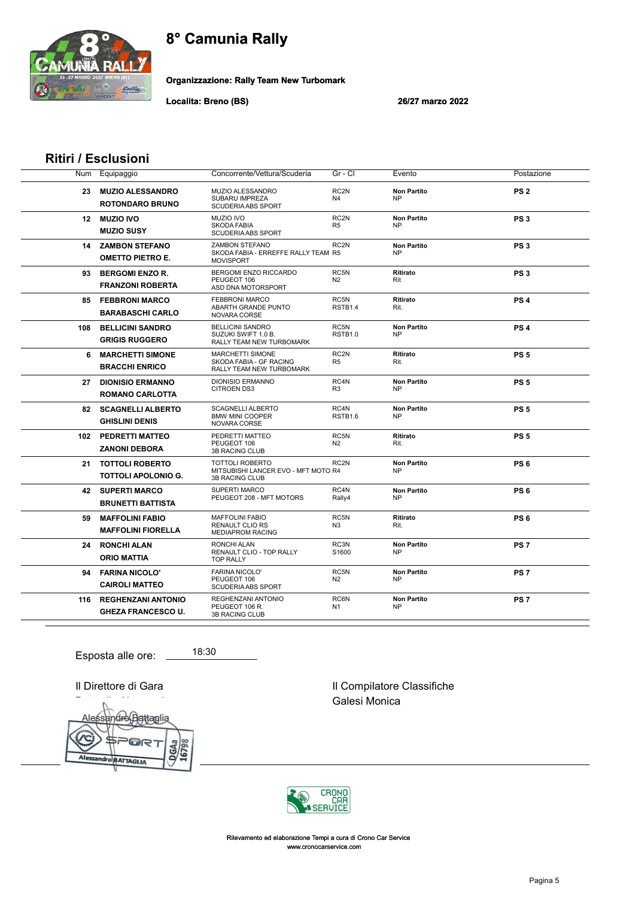# 8° Camunia Rally

**Organizzazione: Rally Team New Turbomark**

**Località: Breno (BS)** **26/27 marzo 2022**

## Ritiri / Esclusioni

| Num | Equipaggio | Concorrente/Vettura/Scuderia | Gr - Cl | Evento | Postazione |
|---|---|---|---|---|---|
| **23** | **MUZIO ALESSANDRO**<br>**ROTONDARO BRUNO** | MUZIO ALESSANDRO<br>SUBARU IMPREZA<br>SCUDERIA ABS SPORT | RC2N<br>N4 | **Non Partito**<br>NP | **PS 2** |
| **12** | **MUZIO IVO**<br>**MUZIO SUSY** | MUZIO IVO<br>SKODA FABIA<br>SCUDERIA ABS SPORT | RC2N<br>R5 | **Non Partito**<br>NP | **PS 3** |
| **14** | **ZAMBON STEFANO**<br>**OMETTO PIETRO E.** | ZAMBON STEFANO<br>SKODA FABIA - ERREFFE RALLY TEAM<br>MOVISPORT | RC2N<br>R5 | **Non Partito**<br>NP | **PS 3** |
| **93** | **BERGOMI ENZO R.**<br>**FRANZONI ROBERTA** | BERGOMI ENZO RICCARDO<br>PEUGEOT 106<br>ASD DNA MOTORSPORT | RC5N<br>N2 | **Ritirato**<br>Rit | **PS 3** |
| **85** | **FEBBRONI MARCO**<br>**BARABASCHI CARLO** | FEBBRONI MARCO<br>ABARTH GRANDE PUNTO<br>NOVARA CORSE | RC5N<br>RSTB1.4 | **Ritirato**<br>Rit. | **PS 4** |
| **108** | **BELLICINI SANDRO**<br>**GRIGIS RUGGERO** | BELLICINI SANDRO<br>SUZUKI SWIFT 1.0 B.<br>RALLY TEAM NEW TURBOMARK | RC5N<br>RSTB1.0 | **Non Partito**<br>NP | **PS 4** |
| **6** | **MARCHETTI SIMONE**<br>**BRACCHI ENRICO** | MARCHETTI SIMONE<br>SKODA FABIA - GF RACING<br>RALLY TEAM NEW TURBOMARK | RC2N<br>R5 | **Ritirato**<br>Rit. | **PS 5** |
| **27** | **DIONISIO ERMANNO**<br>**ROMANO CARLOTTA** | DIONISIO ERMANNO<br>CITROEN DS3 | RC4N<br>R3 | **Non Partito**<br>NP | **PS 5** |
| **82** | **SCAGNELLI ALBERTO**<br>**GHISLINI DENIS** | SCAGNELLI ALBERTO<br>BMW MINI COOPER<br>NOVARA CORSE | RC4N<br>RSTB1.6 | **Non Partito**<br>NP | **PS 5** |
| **102** | **PEDRETTI MATTEO**<br>**ZANONI DEBORA** | PEDRETTI MATTEO<br>PEUGEOT 106<br>3B RACING CLUB | RC5N<br>N2 | **Ritirato**<br>Rit. | **PS 5** |
| **21** | **TOTTOLI ROBERTO**<br>**TOTTOLI APOLONIO G.** | TOTTOLI ROBERTO<br>MITSUBISHI LANCER EVO - MFT MOTO<br>3B RACING CLUB | RC2N<br>R4 | **Non Partito**<br>NP | **PS 6** |
| **42** | **SUPERTI MARCO**<br>**BRUNETTI BATTISTA** | SUPERTI MARCO<br>PEUGEOT 208 - MFT MOTORS | RC4N<br>Rally4 | **Non Partito**<br>NP | **PS 6** |
| **59** | **MAFFOLINI FABIO**<br>**MAFFOLINI FIORELLA** | MAFFOLINI FABIO<br>RENAULT CLIO RS<br>MEDIAPROM RACING | RC5N<br>N3 | **Ritirato**<br>Rit. | **PS 6** |
| **24** | **RONCHI ALAN**<br>**ORIO MATTIA** | RONCHI ALAN<br>RENAULT CLIO - TOP RALLY<br>TOP RALLY | RC3N<br>S1600 | **Non Partito**<br>NP | **PS 7** |
| **94** | **FARINA NICOLO'**<br>**CAIROLI MATTEO** | FARINA NICOLO'<br>PEUGEOT 106<br>SCUDERIA ABS SPORT | RC5N<br>N2 | **Non Partito**<br>NP | **PS 7** |
| **116** | **REGHENZANI ANTONIO**<br>**GHEZA FRANCESCO U.** | REGHENZANI ANTONIO<br>PEUGEOT 106 R.<br>3B RACING CLUB | RC6N<br>N1 | **Non Partito**<br>NP | **PS 7** |

Esposta alle ore: 18:30

Il Direttore di Gara
Alessandro Battaglia

Il Compilatore Classifiche
Galesi Monica

Rilevamento ed elaborazione Tempi a cura di Crono Car Service
www.cronocarservice.com